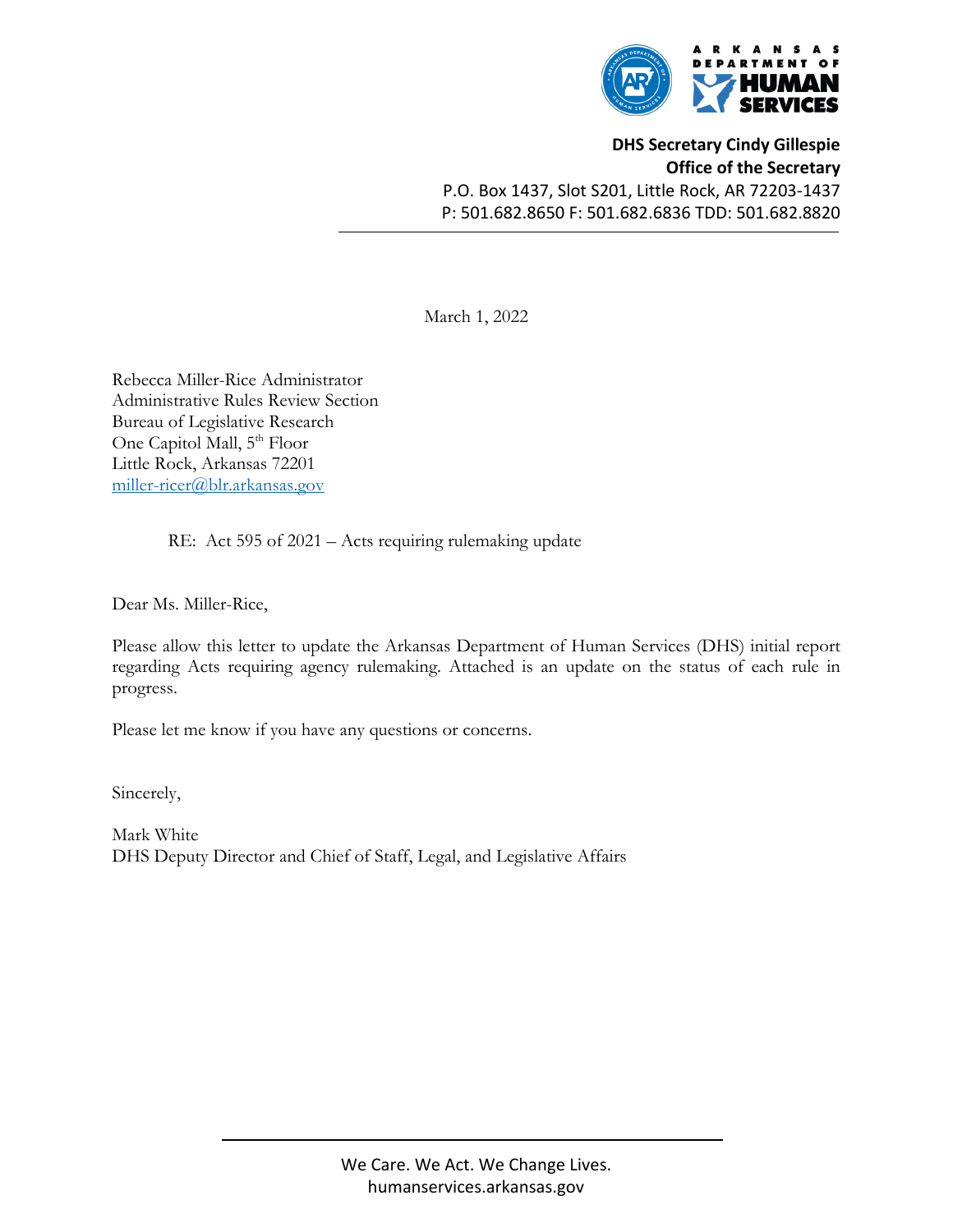**ARKANSAS DEPARTMENT OF HUMAN SERVICES**

**DHS Secretary Cindy Gillespie**
**Office of the Secretary**
P.O. Box 1437, Slot S201, Little Rock, AR 72203-1437
P: 501.682.8650 F: 501.682.6836 TDD: 501.682.8820

---

March 1, 2022

Rebecca Miller-Rice Administrator
Administrative Rules Review Section
Bureau of Legislative Research
One Capitol Mall, 5th Floor
Little Rock, Arkansas 72201
miller-ricer@blr.arkansas.gov

RE: Act 595 of 2021 – Acts requiring rulemaking update

Dear Ms. Miller-Rice,

Please allow this letter to update the Arkansas Department of Human Services (DHS) initial report regarding Acts requiring agency rulemaking. Attached is an update on the status of each rule in progress.

Please let me know if you have any questions or concerns.

Sincerely,

Mark White
DHS Deputy Director and Chief of Staff, Legal, and Legislative Affairs

---

We Care. We Act. We Change Lives.
humanservices.arkansas.gov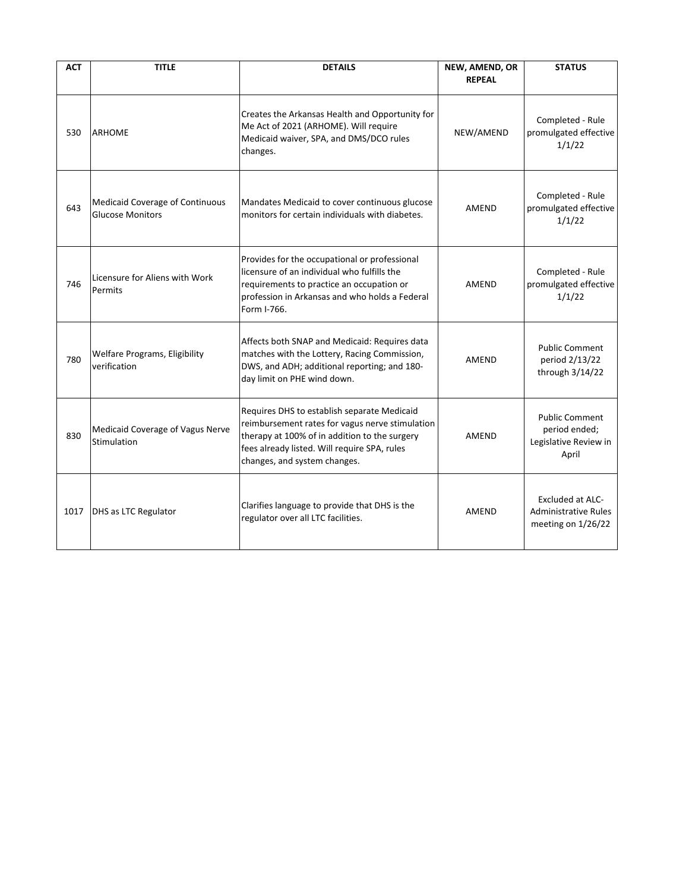| ACT | TITLE | DETAILS | NEW, AMEND, OR REPEAL | STATUS |
|---|---|---|---|---|
| 530 | ARHOME | Creates the Arkansas Health and Opportunity for Me Act of 2021 (ARHOME). Will require Medicaid waiver, SPA, and DMS/DCO rules changes. | NEW/AMEND | Completed - Rule promulgated effective 1/1/22 |
| 643 | Medicaid Coverage of Continuous Glucose Monitors | Mandates Medicaid to cover continuous glucose monitors for certain individuals with diabetes. | AMEND | Completed - Rule promulgated effective 1/1/22 |
| 746 | Licensure for Aliens with Work Permits | Provides for the occupational or professional licensure of an individual who fulfills the requirements to practice an occupation or profession in Arkansas and who holds a Federal Form I-766. | AMEND | Completed - Rule promulgated effective 1/1/22 |
| 780 | Welfare Programs, Eligibility verification | Affects both SNAP and Medicaid: Requires data matches with the Lottery, Racing Commission, DWS, and ADH; additional reporting; and 180-day limit on PHE wind down. | AMEND | Public Comment period 2/13/22 through 3/14/22 |
| 830 | Medicaid Coverage of Vagus Nerve Stimulation | Requires DHS to establish separate Medicaid reimbursement rates for vagus nerve stimulation therapy at 100% of in addition to the surgery fees already listed. Will require SPA, rules changes, and system changes. | AMEND | Public Comment period ended; Legislative Review in April |
| 1017 | DHS as LTC Regulator | Clarifies language to provide that DHS is the regulator over all LTC facilities. | AMEND | Excluded at ALC-Administrative Rules meeting on 1/26/22 |